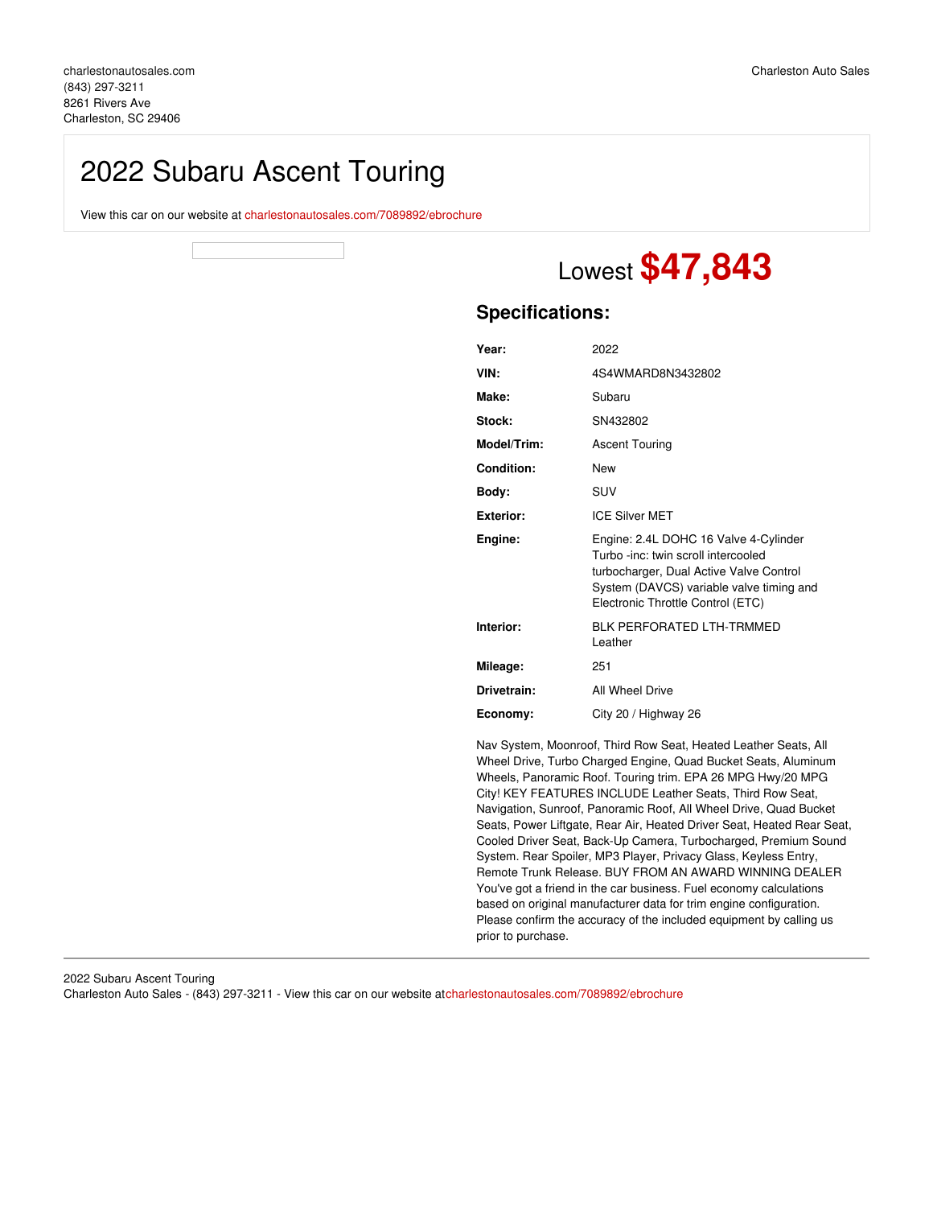charlestonautosales.com
(843) 297-3211
8261 Rivers Ave
Charleston, SC 29406

Charleston Auto Sales

# 2022 Subaru Ascent Touring

View this car on our website at charlestonautosales.com/7089892/ebrochure

Lowest **$47,843**

## Specifications:

| | |
|---|---|
| **Year:** | 2022 |
| **VIN:** | 4S4WMARD8N3432802 |
| **Make:** | Subaru |
| **Stock:** | SN432802 |
| **Model/Trim:** | Ascent Touring |
| **Condition:** | New |
| **Body:** | SUV |
| **Exterior:** | ICE Silver MET |
| **Engine:** | Engine: 2.4L DOHC 16 Valve 4-Cylinder Turbo -inc: twin scroll intercooled turbocharger, Dual Active Valve Control System (DAVCS) variable valve timing and Electronic Throttle Control (ETC) |
| **Interior:** | BLK PERFORATED LTH-TRMMED Leather |
| **Mileage:** | 251 |
| **Drivetrain:** | All Wheel Drive |
| **Economy:** | City 20 / Highway 26 |

Nav System, Moonroof, Third Row Seat, Heated Leather Seats, All Wheel Drive, Turbo Charged Engine, Quad Bucket Seats, Aluminum Wheels, Panoramic Roof. Touring trim. EPA 26 MPG Hwy/20 MPG City! KEY FEATURES INCLUDE Leather Seats, Third Row Seat, Navigation, Sunroof, Panoramic Roof, All Wheel Drive, Quad Bucket Seats, Power Liftgate, Rear Air, Heated Driver Seat, Heated Rear Seat, Cooled Driver Seat, Back-Up Camera, Turbocharged, Premium Sound System. Rear Spoiler, MP3 Player, Privacy Glass, Keyless Entry, Remote Trunk Release. BUY FROM AN AWARD WINNING DEALER You've got a friend in the car business. Fuel economy calculations based on original manufacturer data for trim engine configuration. Please confirm the accuracy of the included equipment by calling us prior to purchase.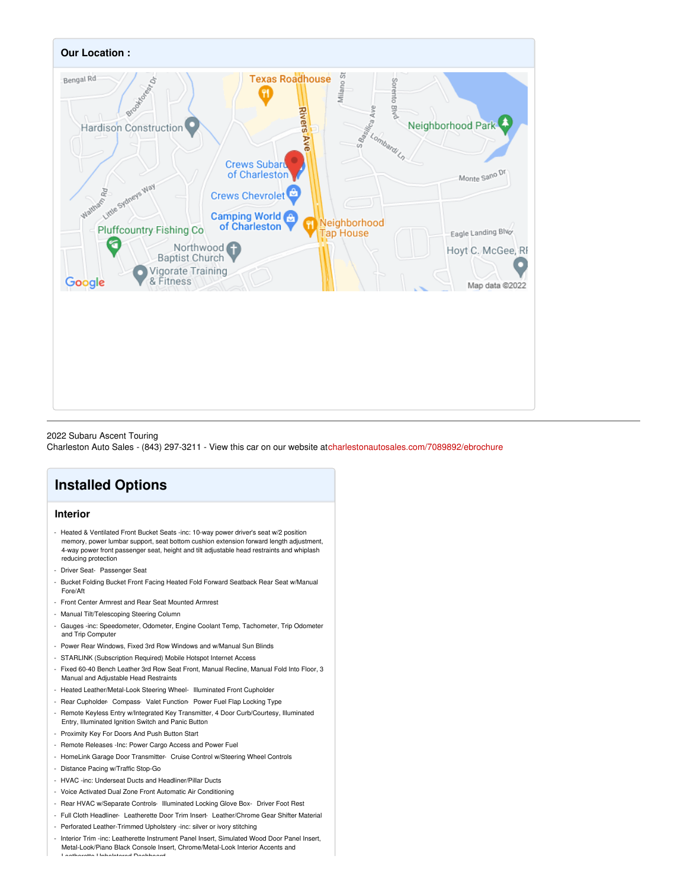## Our Location :

2022 Subaru Ascent Touring
Charleston Auto Sales - (843) 297-3211 - View this car on our website atcharlestonautosales.com/7089892/ebrochure

# Installed Options

### Interior

- Heated & Ventilated Front Bucket Seats -inc: 10-way power driver's seat w/2 position memory, power lumbar support, seat bottom cushion extension forward length adjustment, 4-way power front passenger seat, height and tilt adjustable head restraints and whiplash reducing protection
- Driver Seat- Passenger Seat
- Bucket Folding Bucket Front Facing Heated Fold Forward Seatback Rear Seat w/Manual Fore/Aft
- Front Center Armrest and Rear Seat Mounted Armrest
- Manual Tilt/Telescoping Steering Column
- Gauges -inc: Speedometer, Odometer, Engine Coolant Temp, Tachometer, Trip Odometer and Trip Computer
- Power Rear Windows, Fixed 3rd Row Windows and w/Manual Sun Blinds
- STARLINK (Subscription Required) Mobile Hotspot Internet Access
- Fixed 60-40 Bench Leather 3rd Row Seat Front, Manual Recline, Manual Fold Into Floor, 3 Manual and Adjustable Head Restraints
- Heated Leather/Metal-Look Steering Wheel- Illuminated Front Cupholder
- Rear Cupholder- Compass- Valet Function- Power Fuel Flap Locking Type
- Remote Keyless Entry w/Integrated Key Transmitter, 4 Door Curb/Courtesy, Illuminated Entry, Illuminated Ignition Switch and Panic Button
- Proximity Key For Doors And Push Button Start
- Remote Releases -Inc: Power Cargo Access and Power Fuel
- HomeLink Garage Door Transmitter- Cruise Control w/Steering Wheel Controls
- Distance Pacing w/Traffic Stop-Go
- HVAC -inc: Underseat Ducts and Headliner/Pillar Ducts
- Voice Activated Dual Zone Front Automatic Air Conditioning
- Rear HVAC w/Separate Controls- Illuminated Locking Glove Box- Driver Foot Rest
- Full Cloth Headliner- Leatherette Door Trim Insert- Leather/Chrome Gear Shifter Material
- Perforated Leather-Trimmed Upholstery -inc: silver or ivory stitching
- Interior Trim -inc: Leatherette Instrument Panel Insert, Simulated Wood Door Panel Insert, Metal-Look/Piano Black Console Insert, Chrome/Metal-Look Interior Accents and Leatherette Upholstered Dashboard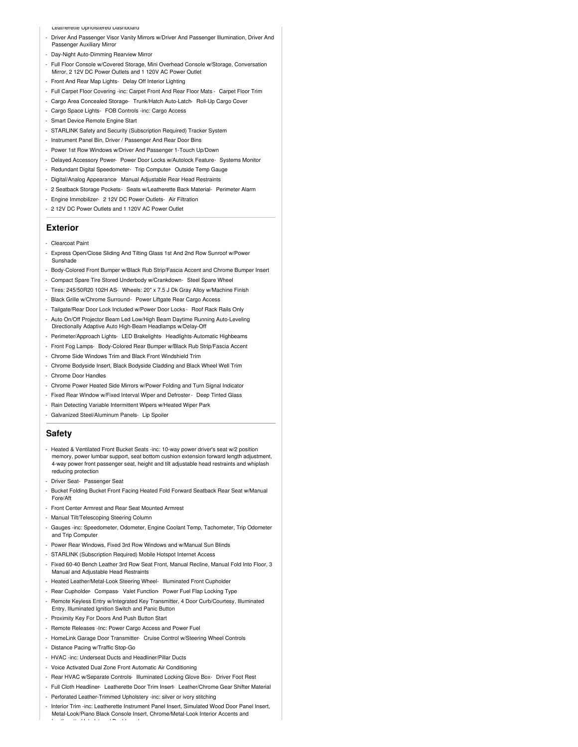Leatherette Upholstered Dashboard

- Driver And Passenger Visor Vanity Mirrors w/Driver And Passenger Illumination, Driver And Passenger Auxiliary Mirror
- Day-Night Auto-Dimming Rearview Mirror
- Full Floor Console w/Covered Storage, Mini Overhead Console w/Storage, Conversation Mirror, 2 12V DC Power Outlets and 1 120V AC Power Outlet
- Front And Rear Map Lights- Delay Off Interior Lighting
- Full Carpet Floor Covering -inc: Carpet Front And Rear Floor Mats - Carpet Floor Trim
- Cargo Area Concealed Storage- Trunk/Hatch Auto-Latch- Roll-Up Cargo Cover
- Cargo Space Lights- FOB Controls -inc: Cargo Access
- Smart Device Remote Engine Start
- STARLINK Safety and Security (Subscription Required) Tracker System
- Instrument Panel Bin, Driver / Passenger And Rear Door Bins
- Power 1st Row Windows w/Driver And Passenger 1-Touch Up/Down
- Delayed Accessory Power- Power Door Locks w/Autolock Feature- Systems Monitor
- Redundant Digital Speedometer- Trip Computer- Outside Temp Gauge
- Digital/Analog Appearance- Manual Adjustable Rear Head Restraints
- 2 Seatback Storage Pockets- Seats w/Leatherette Back Material- Perimeter Alarm
- Engine Immobilizer- 2 12V DC Power Outlets- Air Filtration
- 2 12V DC Power Outlets and 1 120V AC Power Outlet

## Exterior

- Clearcoat Paint
- Express Open/Close Sliding And Tilting Glass 1st And 2nd Row Sunroof w/Power Sunshade
- Body-Colored Front Bumper w/Black Rub Strip/Fascia Accent and Chrome Bumper Insert
- Compact Spare Tire Stored Underbody w/Crankdown- Steel Spare Wheel
- Tires: 245/50R20 102H AS- Wheels: 20" x 7.5 J Dk Gray Alloy w/Machine Finish
- Black Grille w/Chrome Surround- Power Liftgate Rear Cargo Access
- Tailgate/Rear Door Lock Included w/Power Door Locks - Roof Rack Rails Only
- Auto On/Off Projector Beam Led Low/High Beam Daytime Running Auto-Leveling Directionally Adaptive Auto High-Beam Headlamps w/Delay-Off
- Perimeter/Approach Lights- LED Brakelights- Headlights-Automatic Highbeams
- Front Fog Lamps- Body-Colored Rear Bumper w/Black Rub Strip/Fascia Accent
- Chrome Side Windows Trim and Black Front Windshield Trim
- Chrome Bodyside Insert, Black Bodyside Cladding and Black Wheel Well Trim
- Chrome Door Handles
- Chrome Power Heated Side Mirrors w/Power Folding and Turn Signal Indicator
- Fixed Rear Window w/Fixed Interval Wiper and Defroster - Deep Tinted Glass
- Rain Detecting Variable Intermittent Wipers w/Heated Wiper Park
- Galvanized Steel/Aluminum Panels- Lip Spoiler

## Safety

- Heated & Ventilated Front Bucket Seats -inc: 10-way power driver's seat w/2 position memory, power lumbar support, seat bottom cushion extension forward length adjustment, 4-way power front passenger seat, height and tilt adjustable head restraints and whiplash reducing protection
- Driver Seat- Passenger Seat
- Bucket Folding Bucket Front Facing Heated Fold Forward Seatback Rear Seat w/Manual Fore/Aft
- Front Center Armrest and Rear Seat Mounted Armrest
- Manual Tilt/Telescoping Steering Column
- Gauges -inc: Speedometer, Odometer, Engine Coolant Temp, Tachometer, Trip Odometer and Trip Computer
- Power Rear Windows, Fixed 3rd Row Windows and w/Manual Sun Blinds
- STARLINK (Subscription Required) Mobile Hotspot Internet Access
- Fixed 60-40 Bench Leather 3rd Row Seat Front, Manual Recline, Manual Fold Into Floor, 3 Manual and Adjustable Head Restraints
- Heated Leather/Metal-Look Steering Wheel- Illuminated Front Cupholder
- Rear Cupholder- Compass- Valet Function- Power Fuel Flap Locking Type
- Remote Keyless Entry w/Integrated Key Transmitter, 4 Door Curb/Courtesy, Illuminated Entry, Illuminated Ignition Switch and Panic Button
- Proximity Key For Doors And Push Button Start
- Remote Releases -Inc: Power Cargo Access and Power Fuel
- HomeLink Garage Door Transmitter- Cruise Control w/Steering Wheel Controls
- Distance Pacing w/Traffic Stop-Go
- HVAC -inc: Underseat Ducts and Headliner/Pillar Ducts
- Voice Activated Dual Zone Front Automatic Air Conditioning
- Rear HVAC w/Separate Controls- Illuminated Locking Glove Box- Driver Foot Rest
- Full Cloth Headliner- Leatherette Door Trim Insert- Leather/Chrome Gear Shifter Material
- Perforated Leather-Trimmed Upholstery -inc: silver or ivory stitching
- Interior Trim -inc: Leatherette Instrument Panel Insert, Simulated Wood Door Panel Insert, Metal-Look/Piano Black Console Insert, Chrome/Metal-Look Interior Accents and Leatherette Upholstered Dashboard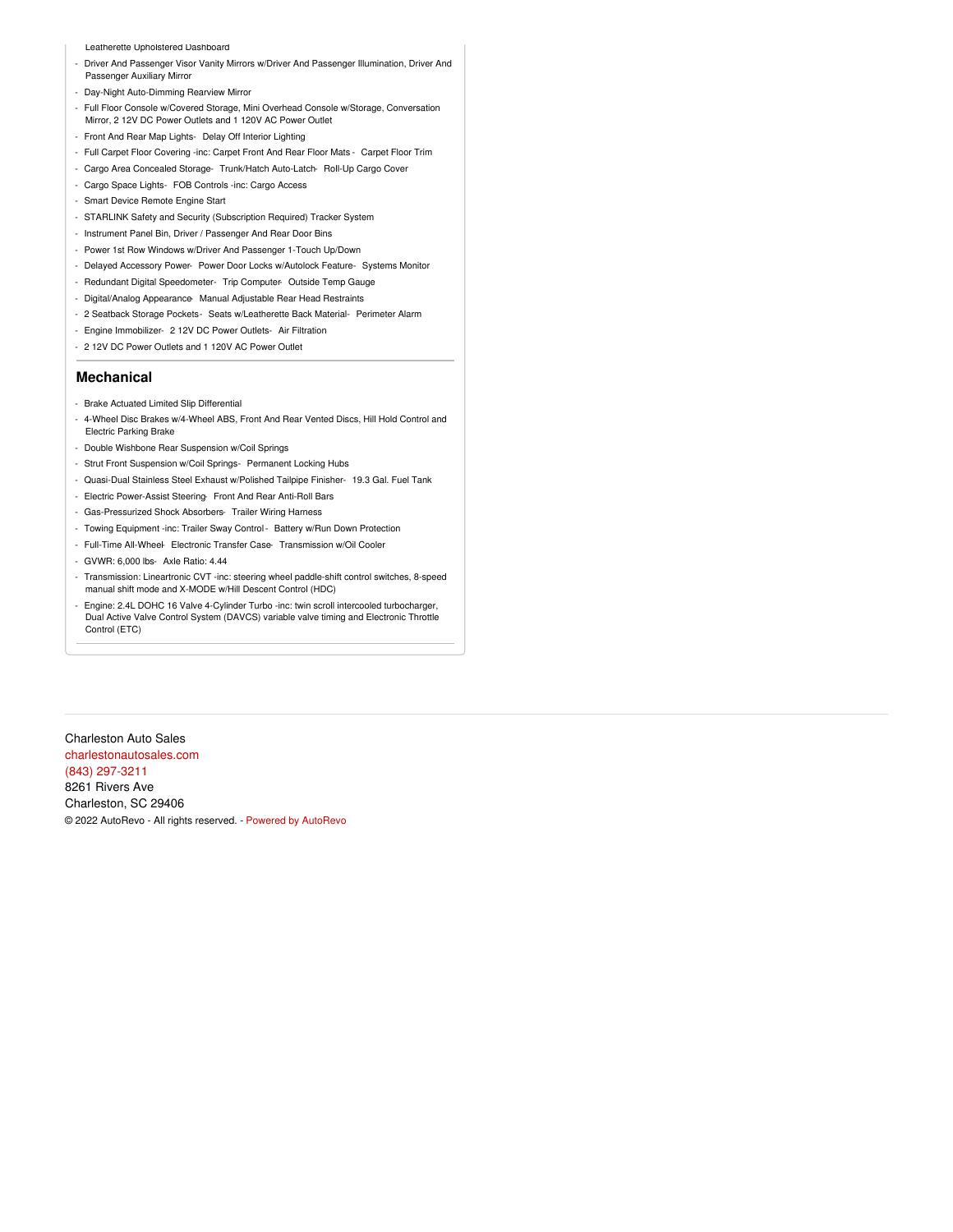Leatherette Upholstered Dashboard

- Driver And Passenger Visor Vanity Mirrors w/Driver And Passenger Illumination, Driver And Passenger Auxiliary Mirror
- Day-Night Auto-Dimming Rearview Mirror
- Full Floor Console w/Covered Storage, Mini Overhead Console w/Storage, Conversation Mirror, 2 12V DC Power Outlets and 1 120V AC Power Outlet
- Front And Rear Map Lights- Delay Off Interior Lighting
- Full Carpet Floor Covering -inc: Carpet Front And Rear Floor Mats - Carpet Floor Trim
- Cargo Area Concealed Storage- Trunk/Hatch Auto-Latch- Roll-Up Cargo Cover
- Cargo Space Lights- FOB Controls -inc: Cargo Access
- Smart Device Remote Engine Start
- STARLINK Safety and Security (Subscription Required) Tracker System
- Instrument Panel Bin, Driver / Passenger And Rear Door Bins
- Power 1st Row Windows w/Driver And Passenger 1-Touch Up/Down
- Delayed Accessory Power- Power Door Locks w/Autolock Feature- Systems Monitor
- Redundant Digital Speedometer- Trip Computer- Outside Temp Gauge
- Digital/Analog Appearance- Manual Adjustable Rear Head Restraints
- 2 Seatback Storage Pockets- Seats w/Leatherette Back Material- Perimeter Alarm
- Engine Immobilizer- 2 12V DC Power Outlets- Air Filtration
- 2 12V DC Power Outlets and 1 120V AC Power Outlet

## Mechanical

- Brake Actuated Limited Slip Differential
- 4-Wheel Disc Brakes w/4-Wheel ABS, Front And Rear Vented Discs, Hill Hold Control and Electric Parking Brake
- Double Wishbone Rear Suspension w/Coil Springs
- Strut Front Suspension w/Coil Springs- Permanent Locking Hubs
- Quasi-Dual Stainless Steel Exhaust w/Polished Tailpipe Finisher- 19.3 Gal. Fuel Tank
- Electric Power-Assist Steering- Front And Rear Anti-Roll Bars
- Gas-Pressurized Shock Absorbers- Trailer Wiring Harness
- Towing Equipment -inc: Trailer Sway Control - Battery w/Run Down Protection
- Full-Time All-Wheel- Electronic Transfer Case- Transmission w/Oil Cooler
- GVWR: 6,000 lbs- Axle Ratio: 4.44
- Transmission: Lineartronic CVT -inc: steering wheel paddle-shift control switches, 8-speed manual shift mode and X-MODE w/Hill Descent Control (HDC)
- Engine: 2.4L DOHC 16 Valve 4-Cylinder Turbo -inc: twin scroll intercooled turbocharger, Dual Active Valve Control System (DAVCS) variable valve timing and Electronic Throttle Control (ETC)

---

Charleston Auto Sales
charlestonautosales.com
(843) 297-3211
8261 Rivers Ave
Charleston, SC 29406
© 2022 AutoRevo - All rights reserved. - Powered by AutoRevo